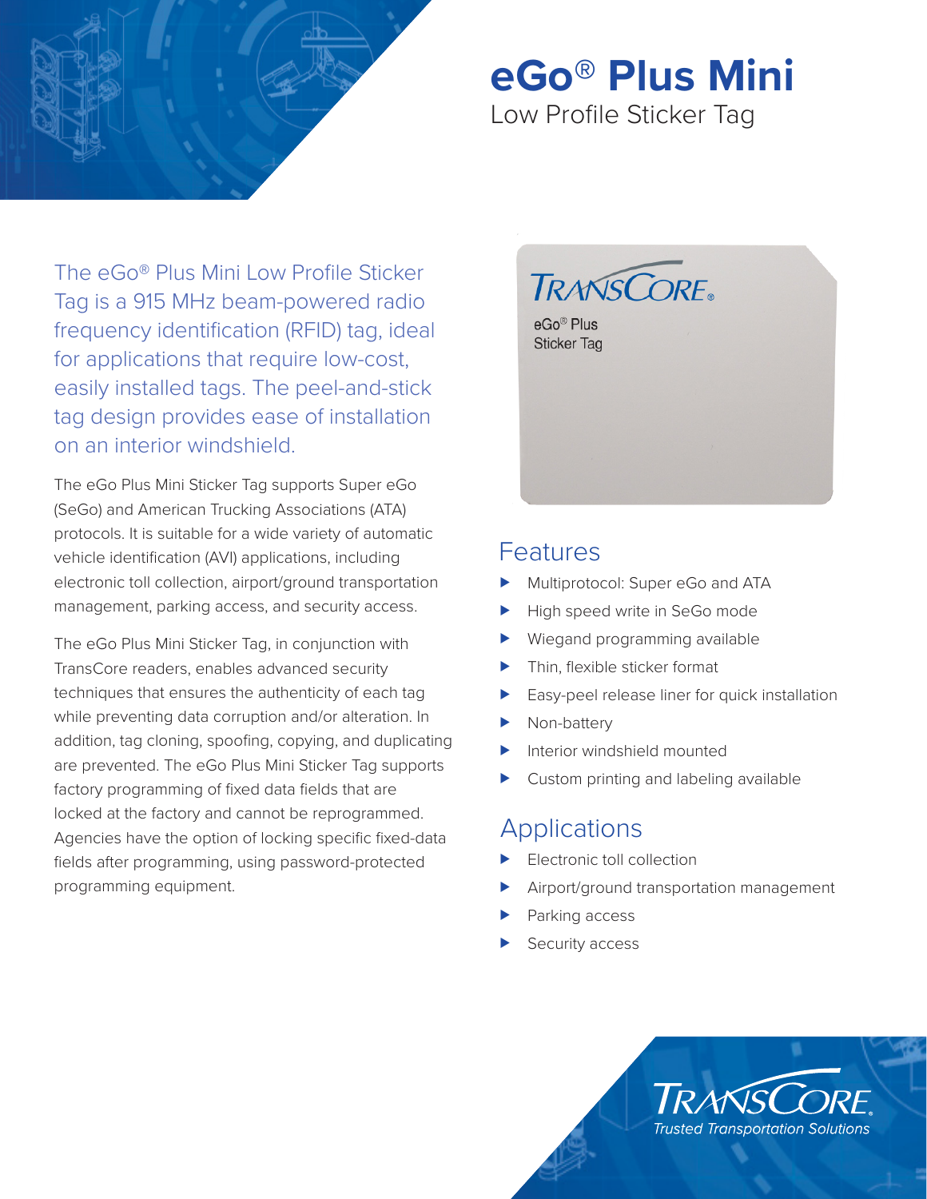# eGo® Plus Mini

Low Profile Sticker Tag

The eGo® Plus Mini Low Profile Sticker Tag is a 915 MHz beam-powered radio frequency identification (RFID) tag, ideal for applications that require low-cost, easily installed tags. The peel-and-stick tag design provides ease of installation on an interior windshield.

The eGo Plus Mini Sticker Tag supports Super eGo (SeGo) and American Trucking Associations (ATA) protocols. It is suitable for a wide variety of automatic vehicle identification (AVI) applications, including electronic toll collection, airport/ground transportation management, parking access, and security access.

The eGo Plus Mini Sticker Tag, in conjunction with TransCore readers, enables advanced security techniques that ensures the authenticity of each tag while preventing data corruption and/or alteration. In addition, tag cloning, spoofing, copying, and duplicating are prevented. The eGo Plus Mini Sticker Tag supports factory programming of fixed data fields that are locked at the factory and cannot be reprogrammed. Agencies have the option of locking specific fixed-data fields after programming, using password-protected programming equipment.

## Features

- Multiprotocol: Super eGo and ATA
- High speed write in SeGo mode
- Wiegand programming available
- Thin, flexible sticker format
- Easy-peel release liner for quick installation
- Non-battery
- Interior windshield mounted
- Custom printing and labeling available

## Applications

- Electronic toll collection
- Airport/ground transportation management
- Parking access
- Security access

TRANSCORE® *Trusted Transportation Solutions*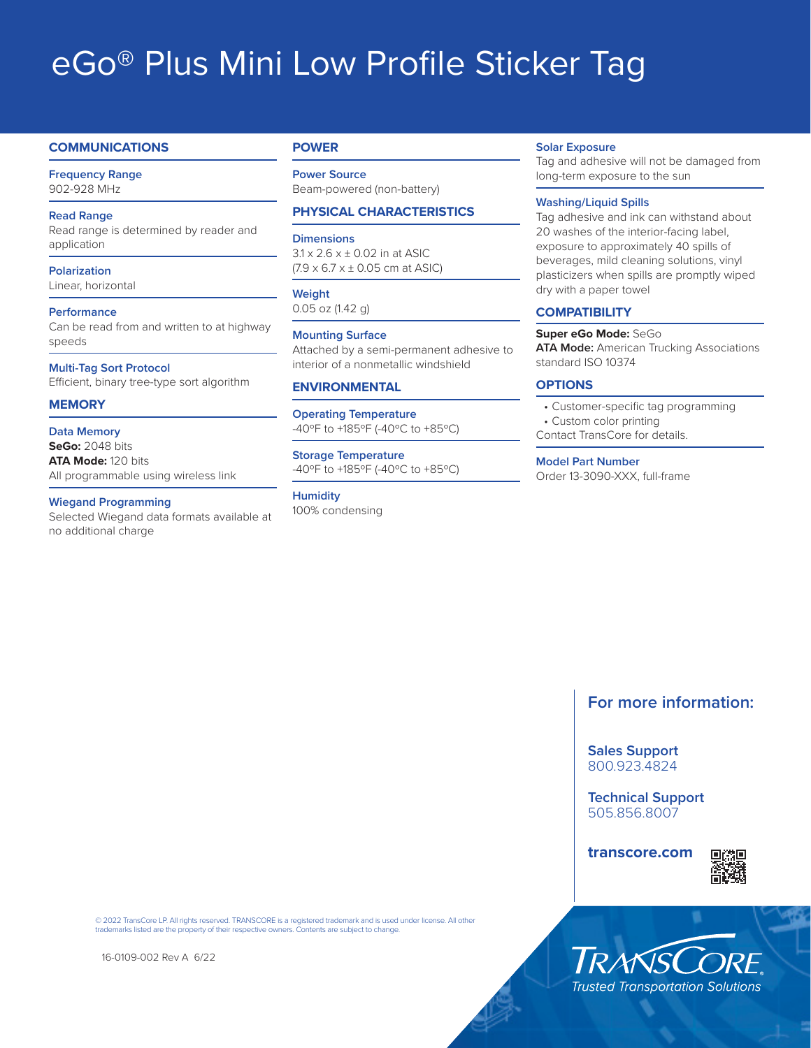# eGo® Plus Mini Low Profile Sticker Tag

## COMMUNICATIONS

### Frequency Range
902-928 MHz

### Read Range
Read range is determined by reader and application

### Polarization
Linear, horizontal

### Performance
Can be read from and written to at highway speeds

### Multi-Tag Sort Protocol
Efficient, binary tree-type sort algorithm

## MEMORY

### Data Memory
**SeGo:** 2048 bits
**ATA Mode:** 120 bits
All programmable using wireless link

### Wiegand Programming
Selected Wiegand data formats available at no additional charge

## POWER

### Power Source
Beam-powered (non-battery)

## PHYSICAL CHARACTERISTICS

### Dimensions
3.1 x 2.6 x ± 0.02 in at ASIC
(7.9 x 6.7 x ± 0.05 cm at ASIC)

### Weight
0.05 oz (1.42 g)

### Mounting Surface
Attached by a semi-permanent adhesive to interior of a nonmetallic windshield

## ENVIRONMENTAL

### Operating Temperature
-40ºF to +185ºF (-40ºC to +85ºC)

### Storage Temperature
-40ºF to +185ºF (-40ºC to +85ºC)

### Humidity
100% condensing

### Solar Exposure
Tag and adhesive will not be damaged from long-term exposure to the sun

### Washing/Liquid Spills
Tag adhesive and ink can withstand about 20 washes of the interior-facing label, exposure to approximately 40 spills of beverages, mild cleaning solutions, vinyl plasticizers when spills are promptly wiped dry with a paper towel

## COMPATIBILITY

**Super eGo Mode:** SeGo
**ATA Mode:** American Trucking Associations standard ISO 10374

## OPTIONS

- Customer-specific tag programming
- Custom color printing

Contact TransCore for details.

### Model Part Number
Order 13-3090-XXX, full-frame

## For more information:

**Sales Support**
800.923.4824

**Technical Support**
505.856.8007

**transcore.com**

© 2022 TransCore LP. All rights reserved. TRANSCORE is a registered trademark and is used under license. All other trademarks listed are the property of their respective owners. Contents are subject to change.

16-0109-002 Rev A 6/22

TRANSCORE
Trusted Transportation Solutions